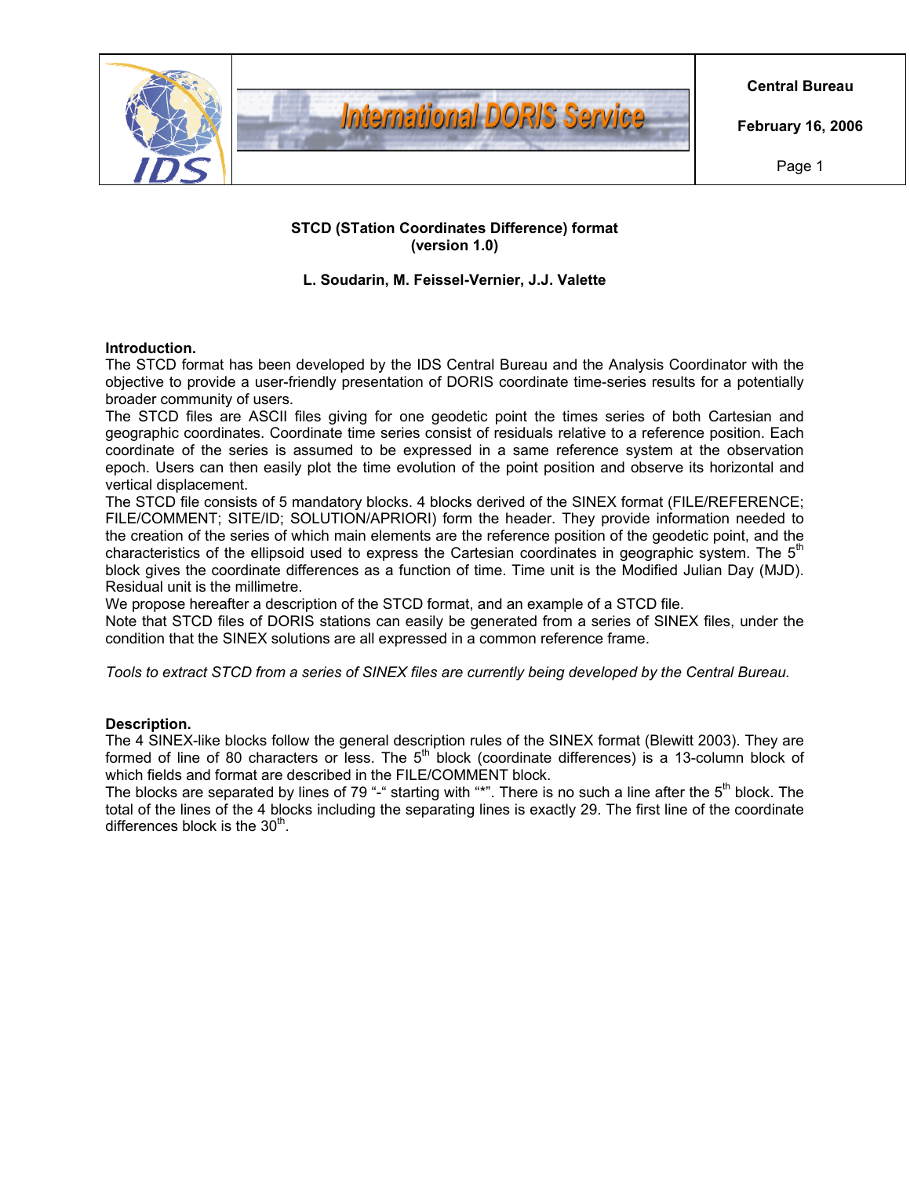# STCD (STation Coordinates Difference) format
(version 1.0)

**L. Soudarin, M. Feissel-Vernier, J.J. Valette**

## Introduction.

The STCD format has been developed by the IDS Central Bureau and the Analysis Coordinator with the objective to provide a user-friendly presentation of DORIS coordinate time-series results for a potentially broader community of users.

The STCD files are ASCII files giving for one geodetic point the times series of both Cartesian and geographic coordinates. Coordinate time series consist of residuals relative to a reference position. Each coordinate of the series is assumed to be expressed in a same reference system at the observation epoch. Users can then easily plot the time evolution of the point position and observe its horizontal and vertical displacement.

The STCD file consists of 5 mandatory blocks. 4 blocks derived of the SINEX format (FILE/REFERENCE; FILE/COMMENT; SITE/ID; SOLUTION/APRIORI) form the header. They provide information needed to the creation of the series of which main elements are the reference position of the geodetic point, and the characteristics of the ellipsoid used to express the Cartesian coordinates in geographic system. The 5th block gives the coordinate differences as a function of time. Time unit is the Modified Julian Day (MJD). Residual unit is the millimetre.

We propose hereafter a description of the STCD format, and an example of a STCD file.

Note that STCD files of DORIS stations can easily be generated from a series of SINEX files, under the condition that the SINEX solutions are all expressed in a common reference frame.

*Tools to extract STCD from a series of SINEX files are currently being developed by the Central Bureau.*

## Description.

The 4 SINEX-like blocks follow the general description rules of the SINEX format (Blewitt 2003). They are formed of line of 80 characters or less. The 5th block (coordinate differences) is a 13-column block of which fields and format are described in the FILE/COMMENT block.

The blocks are separated by lines of 79 "-" starting with "*". There is no such a line after the 5th block. The total of the lines of the 4 blocks including the separating lines is exactly 29. The first line of the coordinate differences block is the 30th.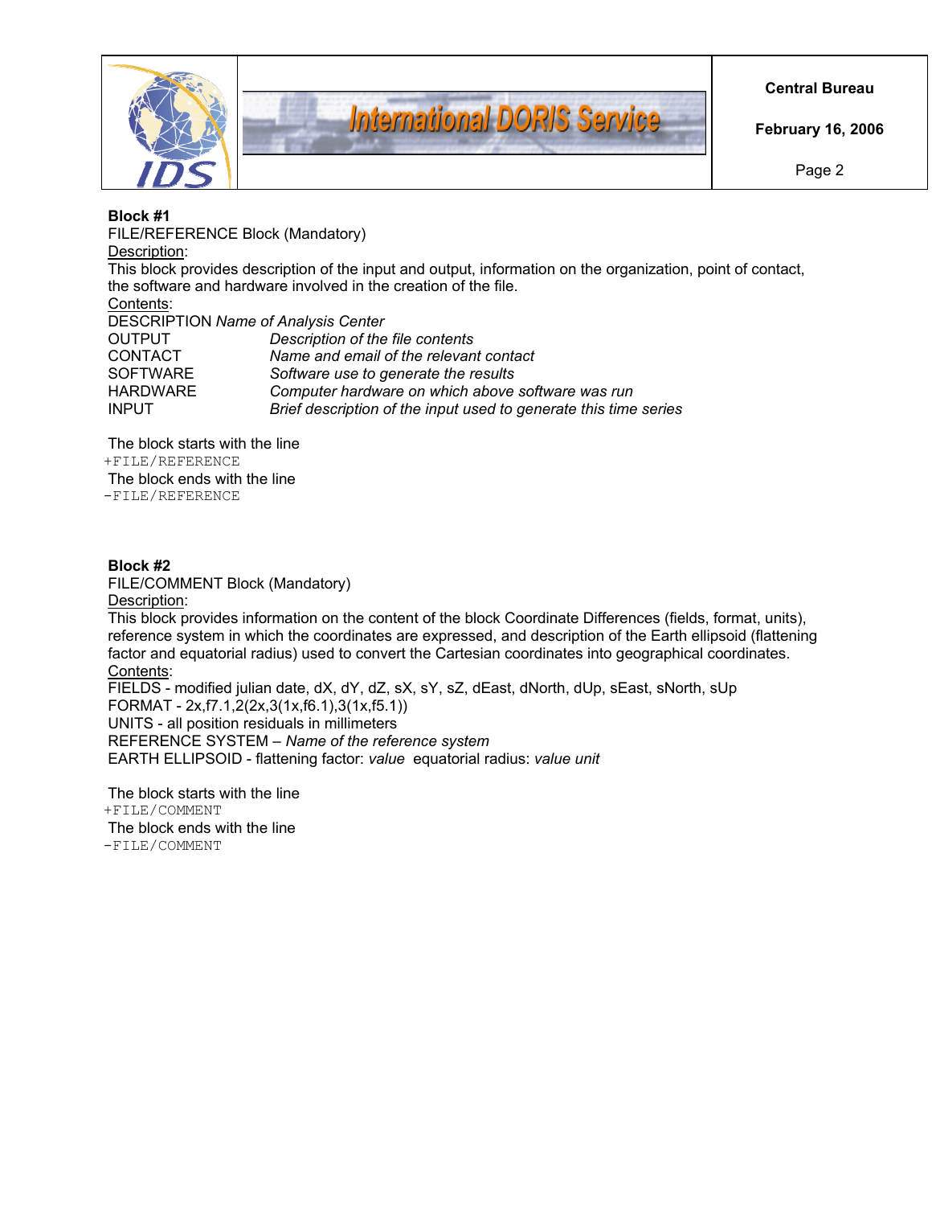**Block #1**

FILE/REFERENCE Block (Mandatory)

Description:

This block provides description of the input and output, information on the organization, point of contact, the software and hardware involved in the creation of the file.

Contents:

DESCRIPTION *Name of Analysis Center*
OUTPUT *Description of the file contents*
CONTACT *Name and email of the relevant contact*
SOFTWARE *Software use to generate the results*
HARDWARE *Computer hardware on which above software was run*
INPUT *Brief description of the input used to generate this time series*

The block starts with the line

```
+FILE/REFERENCE
```

The block ends with the line

```
-FILE/REFERENCE
```

**Block #2**

FILE/COMMENT Block (Mandatory)

Description:

This block provides information on the content of the block Coordinate Differences (fields, format, units), reference system in which the coordinates are expressed, and description of the Earth ellipsoid (flattening factor and equatorial radius) used to convert the Cartesian coordinates into geographical coordinates.

Contents:

FIELDS - modified julian date, dX, dY, dZ, sX, sY, sZ, dEast, dNorth, dUp, sEast, sNorth, sUp
FORMAT - 2x,f7.1,2(2x,3(1x,f6.1),3(1x,f5.1))
UNITS - all position residuals in millimeters
REFERENCE SYSTEM – *Name of the reference system*
EARTH ELLIPSOID - flattening factor: *value* equatorial radius: *value unit*

The block starts with the line

```
+FILE/COMMENT
```

The block ends with the line

```
-FILE/COMMENT
```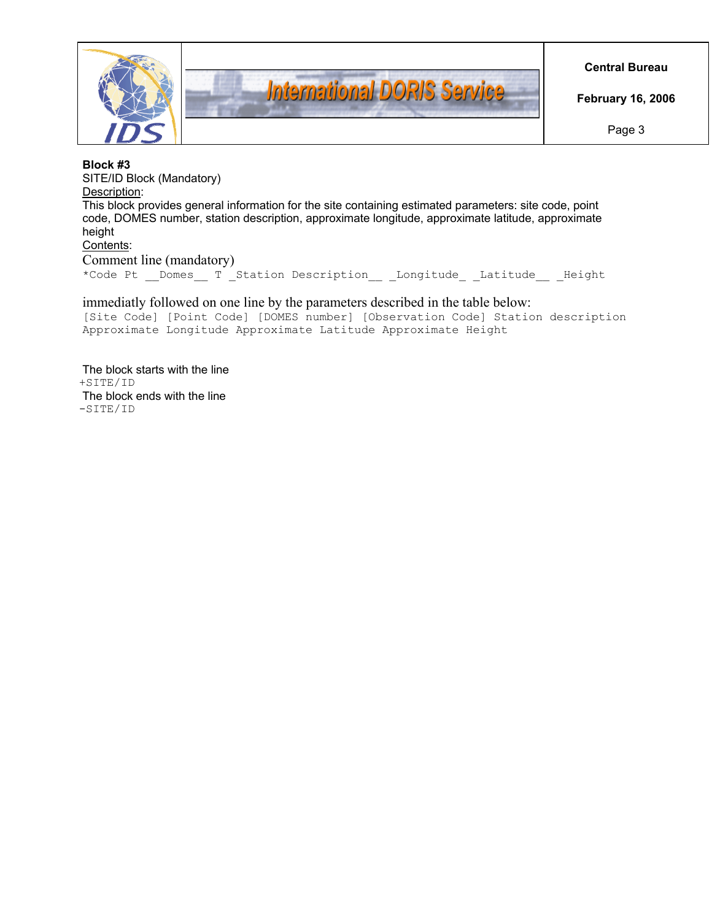**Block #3**

SITE/ID Block (Mandatory)

Description:

This block provides general information for the site containing estimated parameters: site code, point code, DOMES number, station description, approximate longitude, approximate latitude, approximate height

Contents:

Comment line (mandatory)

```
*Code Pt __Domes__ T _Station Description__ _Longitude_ _Latitude__ _Height
```

immediatly followed on one line by the parameters described in the table below:

```
[Site Code] [Point Code] [DOMES number] [Observation Code] Station description
Approximate Longitude Approximate Latitude Approximate Height
```

The block starts with the line

```
+SITE/ID
```

The block ends with the line

```
-SITE/ID
```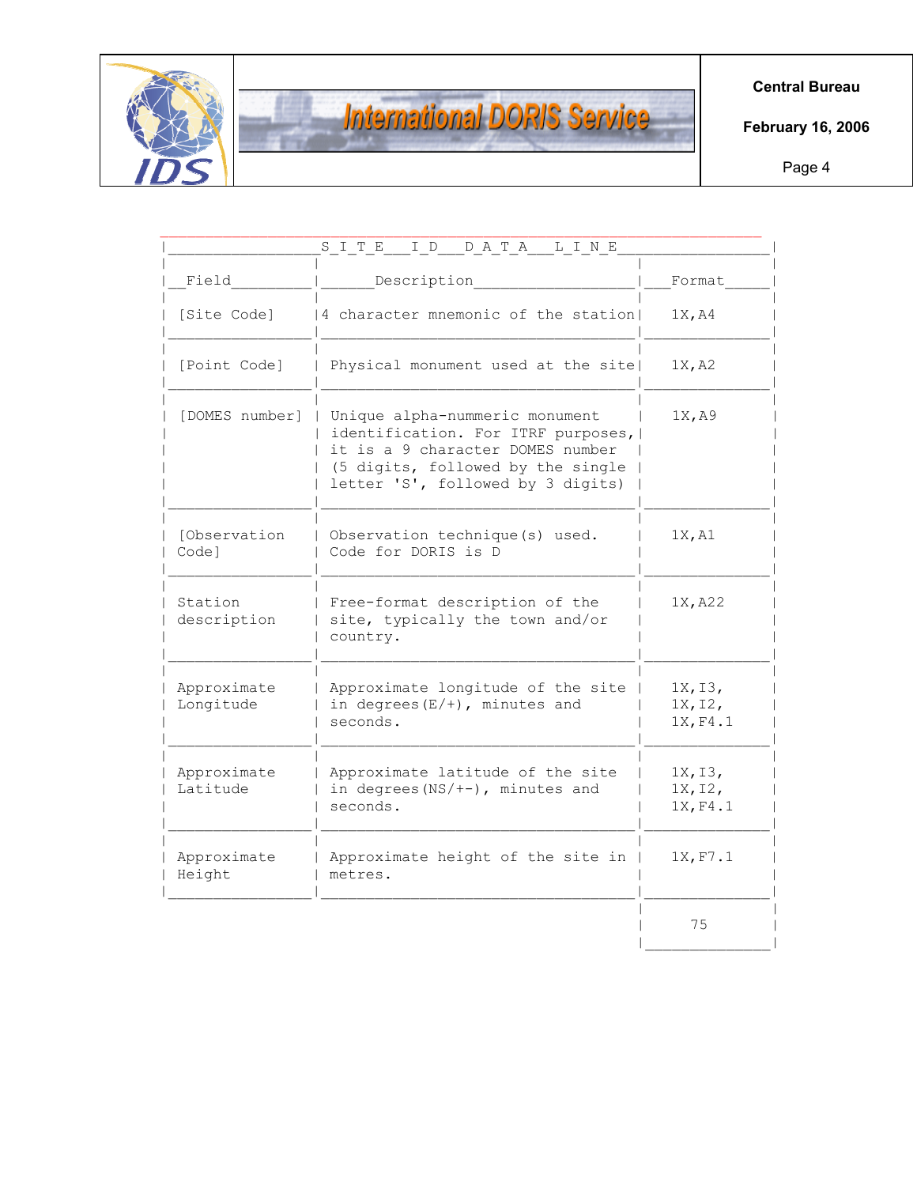## SITE ID DATA LINE

| Field | Description | Format |
|---|---|---|
| [Site Code] | 4 character mnemonic of the station | 1X,A4 |
| [Point Code] | Physical monument used at the site | 1X,A2 |
| [DOMES number] | Unique alpha-nummeric monument identification. For ITRF purposes, it is a 9 character DOMES number (5 digits, followed by the single letter 'S', followed by 3 digits) | 1X,A9 |
| [Observation Code] | Observation technique(s) used. Code for DORIS is D | 1X,A1 |
| Station description | Free-format description of the site, typically the town and/or country. | 1X,A22 |
| Approximate Longitude | Approximate longitude of the site in degrees(E/+), minutes and seconds. | 1X,I3, 1X,I2, 1X,F4.1 |
| Approximate Latitude | Approximate latitude of the site in degrees(NS/+-), minutes and seconds. | 1X,I3, 1X,I2, 1X,F4.1 |
| Approximate Height | Approximate height of the site in metres. | 1X,F7.1 |
| | | 75 |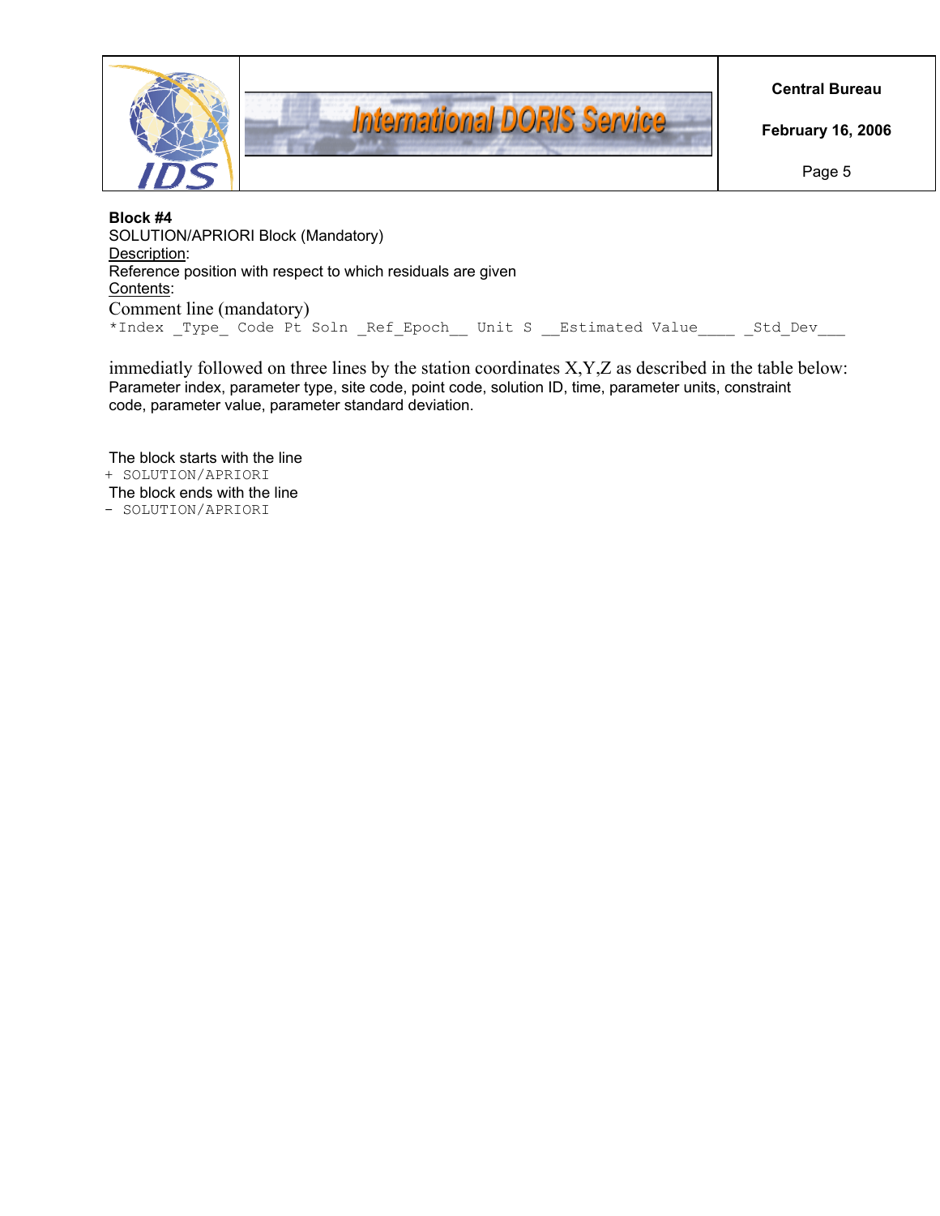**Block #4**

SOLUTION/APRIORI Block (Mandatory)

Description:

Reference position with respect to which residuals are given

Contents:

Comment line (mandatory)

```
*Index _Type_ Code Pt Soln _Ref_Epoch__ Unit S __Estimated Value____ _Std_Dev___
```

immediatly followed on three lines by the station coordinates X,Y,Z as described in the table below:
Parameter index, parameter type, site code, point code, solution ID, time, parameter units, constraint code, parameter value, parameter standard deviation.

The block starts with the line

```
+ SOLUTION/APRIORI
```

The block ends with the line

```
- SOLUTION/APRIORI
```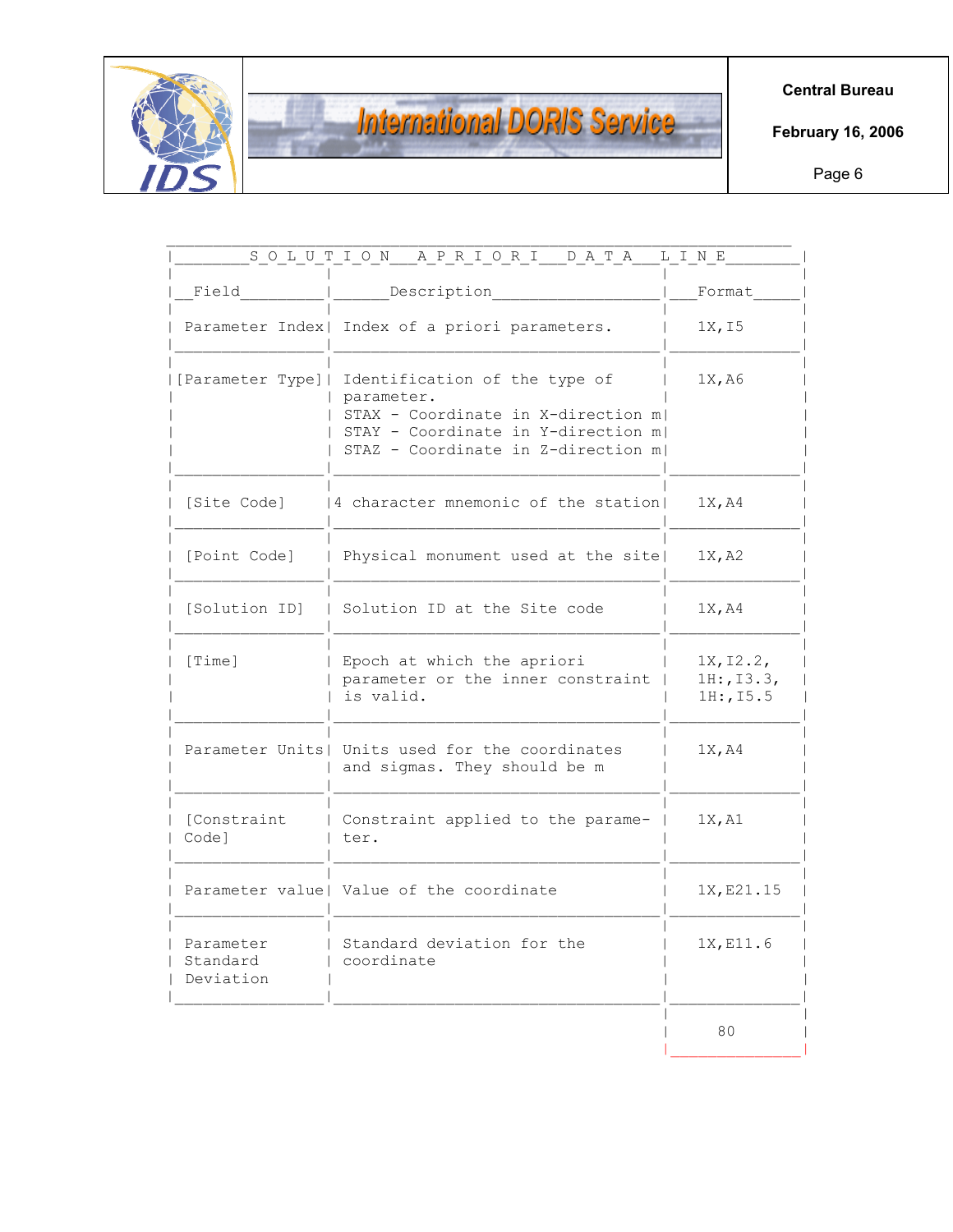## SOLUTION APRIORI DATA LINE

| Field | Description | Format |
|---|---|---|
| Parameter Index | Index of a priori parameters. | 1X,I5 |
| [Parameter Type] | Identification of the type of parameter.<br>STAX - Coordinate in X-direction m<br>STAY - Coordinate in Y-direction m<br>STAZ - Coordinate in Z-direction m | 1X,A6 |
| [Site Code] | 4 character mnemonic of the station | 1X,A4 |
| [Point Code] | Physical monument used at the site | 1X,A2 |
| [Solution ID] | Solution ID at the Site code | 1X,A4 |
| [Time] | Epoch at which the apriori parameter or the inner constraint is valid. | 1X,I2.2,<br>1H:,I3.3,<br>1H:,I5.5 |
| Parameter Units | Units used for the coordinates and sigmas. They should be m | 1X,A4 |
| [Constraint Code] | Constraint applied to the parameter. | 1X,A1 |
| Parameter value | Value of the coordinate | 1X,E21.15 |
| Parameter Standard Deviation | Standard deviation for the coordinate | 1X,E11.6 |
| | | 80 |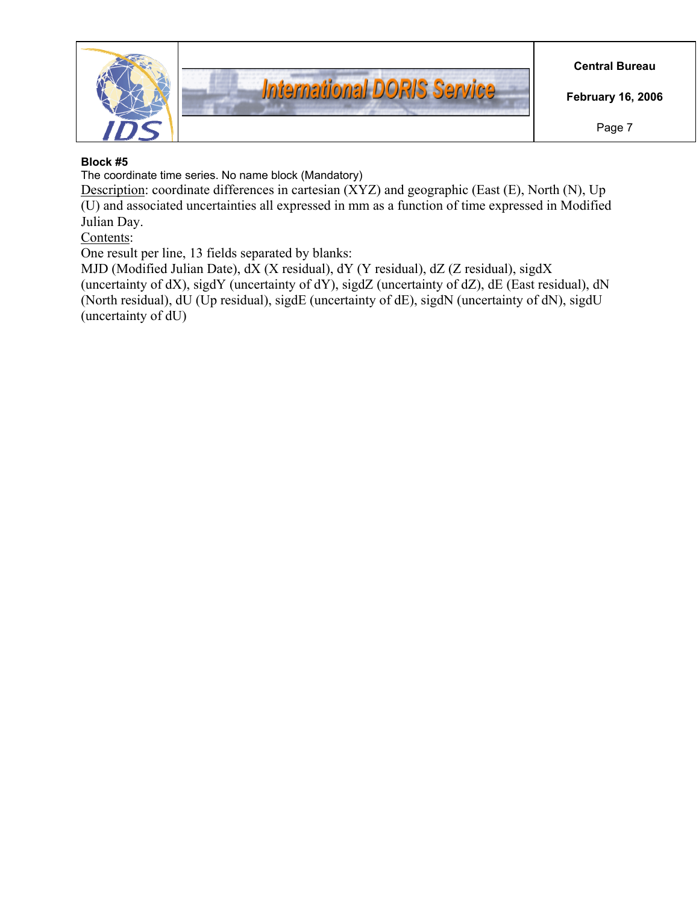**Block #5**

The coordinate time series. No name block (Mandatory)

<u>Description</u>: coordinate differences in cartesian (XYZ) and geographic (East (E), North (N), Up (U) and associated uncertainties all expressed in mm as a function of time expressed in Modified Julian Day.

<u>Contents</u>:

One result per line, 13 fields separated by blanks:

MJD (Modified Julian Date), dX (X residual), dY (Y residual), dZ (Z residual), sigdX (uncertainty of dX), sigdY (uncertainty of dY), sigdZ (uncertainty of dZ), dE (East residual), dN (North residual), dU (Up residual), sigdE (uncertainty of dE), sigdN (uncertainty of dN), sigdU (uncertainty of dU)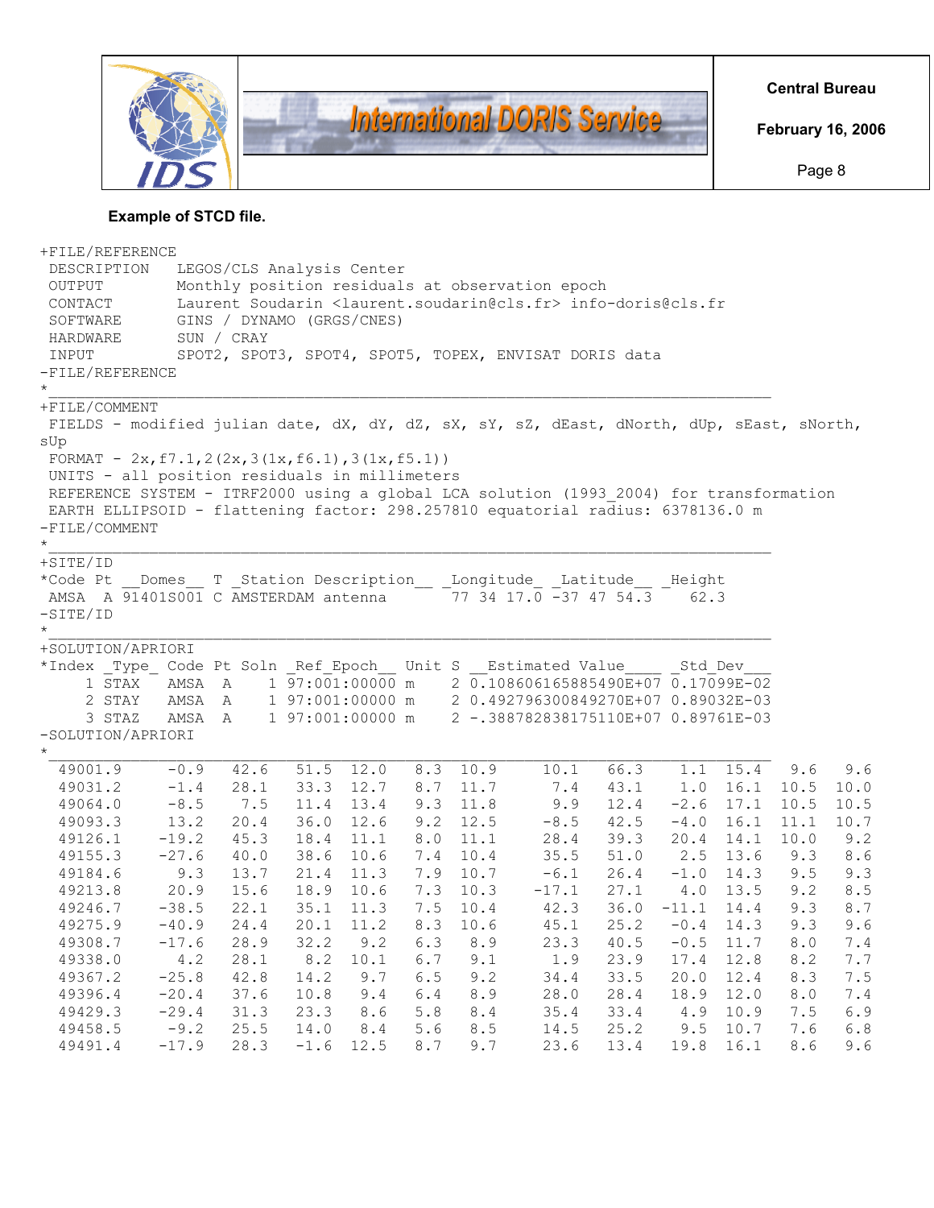**Example of STCD file.**

```
+FILE/REFERENCE
 DESCRIPTION    LEGOS/CLS Analysis Center
 OUTPUT         Monthly position residuals at observation epoch
 CONTACT        Laurent Soudarin <laurent.soudarin@cls.fr> info-doris@cls.fr
 SOFTWARE       GINS / DYNAMO (GRGS/CNES)
 HARDWARE       SUN / CRAY
 INPUT          SPOT2, SPOT3, SPOT4, SPOT5, TOPEX, ENVISAT DORIS data
-FILE/REFERENCE
*_______________________________________________________________________________
+FILE/COMMENT
 FIELDS - modified julian date, dX, dY, dZ, sX, sY, sZ, dEast, dNorth, dUp, sEast, sNorth,
sUp
 FORMAT - 2x,f7.1,2(2x,3(1x,f6.1),3(1x,f5.1))
 UNITS - all position residuals in millimeters
 REFERENCE SYSTEM - ITRF2000 using a global LCA solution (1993_2004) for transformation
 EARTH ELLIPSOID - flattening factor: 298.257810 equatorial radius: 6378136.0 m
-FILE/COMMENT
*_______________________________________________________________________________
+SITE/ID
*Code Pt __Domes__ T _Station Description__ _Longitude_ _Latitude__ _Height
 AMSA  A 91401S001 C AMSTERDAM antenna       77 34 17.0 -37 47 54.3    62.3
-SITE/ID
*_______________________________________________________________________________
+SOLUTION/APRIORI
*Index _Type_ Code Pt Soln _Ref_Epoch__ Unit S __Estimated Value____ _Std_Dev___
     1 STAX   AMSA  A    1 97:001:00000 m    2 0.108606165885490E+07 0.17099E-02
     2 STAY   AMSA  A    1 97:001:00000 m    2 0.492796300849270E+07 0.89032E-03
     3 STAZ   AMSA  A    1 97:001:00000 m    2 -.388782838175110E+07 0.89761E-03
-SOLUTION/APRIORI
*_______________________________________________________________________________
  49001.9     -0.9   42.6   51.5  12.0   8.3  10.9    10.1   66.3    1.1  15.4   9.6   9.6
  49031.2     -1.4   28.1   33.3  12.7   8.7  11.7     7.4   43.1    1.0  16.1  10.5  10.0
  49064.0     -8.5    7.5   11.4  13.4   9.3  11.8     9.9   12.4   -2.6  17.1  10.5  10.5
  49093.3     13.2   20.4   36.0  12.6   9.2  12.5    -8.5   42.5   -4.0  16.1  11.1  10.7
  49126.1    -19.2   45.3   18.4  11.1   8.0  11.1    28.4   39.3   20.4  14.1  10.0   9.2
  49155.3    -27.6   40.0   38.6  10.6   7.4  10.4    35.5   51.0    2.5  13.6   9.3   8.6
  49184.6      9.3   13.7   21.4  11.3   7.9  10.7    -6.1   26.4   -1.0  14.3   9.5   9.3
  49213.8     20.9   15.6   18.9  10.6   7.3  10.3   -17.1   27.1    4.0  13.5   9.2   8.5
  49246.7    -38.5   22.1   35.1  11.3   7.5  10.4    42.3   36.0  -11.1  14.4   9.3   8.7
  49275.9    -40.9   24.4   20.1  11.2   8.3  10.6    45.1   25.2   -0.4  14.3   9.3   9.6
  49308.7    -17.6   28.9   32.2   9.2   6.3   8.9    23.3   40.5   -0.5  11.7   8.0   7.4
  49338.0      4.2   28.1    8.2  10.1   6.7   9.1     1.9   23.9   17.4  12.8   8.2   7.7
  49367.2    -25.8   42.8   14.2   9.7   6.5   9.2    34.4   33.5   20.0  12.4   8.3   7.5
  49396.4    -20.4   37.6   10.8   9.4   6.4   8.9    28.0   28.4   18.9  12.0   8.0   7.4
  49429.3    -29.4   31.3   23.3   8.6   5.8   8.4    35.4   33.4    4.9  10.9   7.5   6.9
  49458.5     -9.2   25.5   14.0   8.4   5.6   8.5    14.5   25.2    9.5  10.7   7.6   6.8
  49491.4    -17.9   28.3   -1.6  12.5   8.7   9.7    23.6   13.4   19.8  16.1   8.6   9.6
```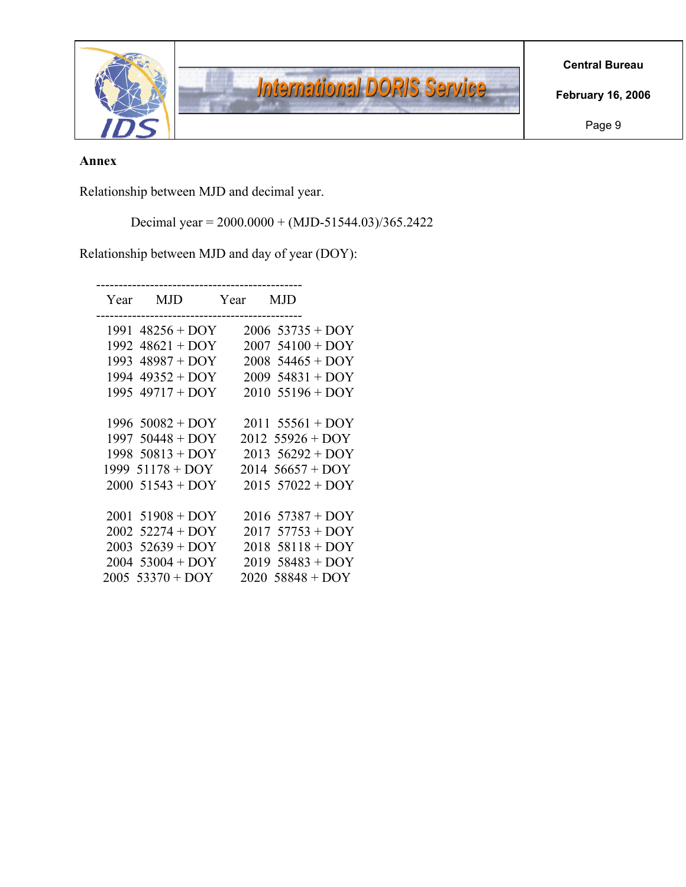**Annex**

Relationship between MJD and decimal year.

$$\text{Decimal year} = 2000.0000 + (\text{MJD}-51544.03)/365.2422$$

Relationship between MJD and day of year (DOY):

| Year | MJD | Year | MJD |
|---|---|---|---|
| 1991 | 48256 + DOY | 2006 | 53735 + DOY |
| 1992 | 48621 + DOY | 2007 | 54100 + DOY |
| 1993 | 48987 + DOY | 2008 | 54465 + DOY |
| 1994 | 49352 + DOY | 2009 | 54831 + DOY |
| 1995 | 49717 + DOY | 2010 | 55196 + DOY |
| 1996 | 50082 + DOY | 2011 | 55561 + DOY |
| 1997 | 50448 + DOY | 2012 | 55926 + DOY |
| 1998 | 50813 + DOY | 2013 | 56292 + DOY |
| 1999 | 51178 + DOY | 2014 | 56657 + DOY |
| 2000 | 51543 + DOY | 2015 | 57022 + DOY |
| 2001 | 51908 + DOY | 2016 | 57387 + DOY |
| 2002 | 52274 + DOY | 2017 | 57753 + DOY |
| 2003 | 52639 + DOY | 2018 | 58118 + DOY |
| 2004 | 53004 + DOY | 2019 | 58483 + DOY |
| 2005 | 53370 + DOY | 2020 | 58848 + DOY |